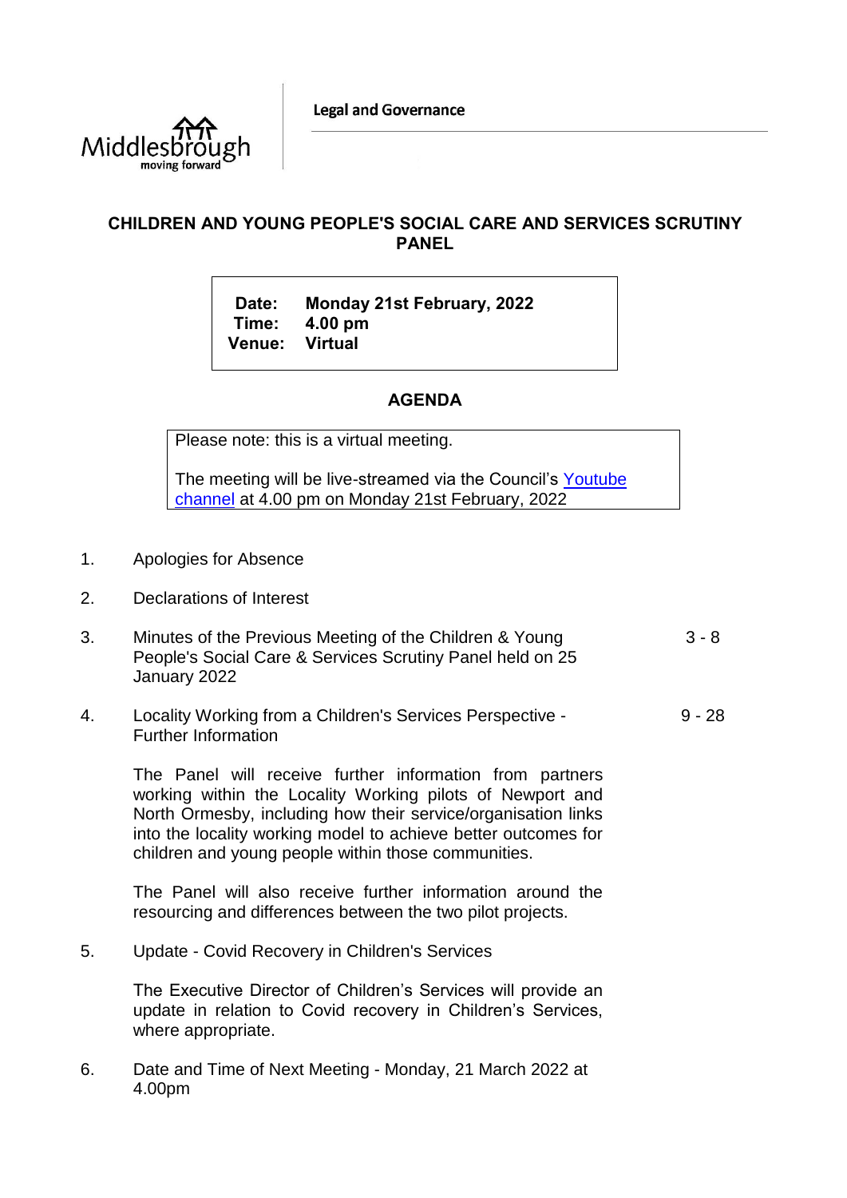Legal and Governance

# CHILDREN AND YOUNG PEOPLE'S SOCIAL CARE AND SERVICES SCRUTINY PANEL

**Date:** Monday 21st February, 2022
**Time:** 4.00 pm
**Venue:** Virtual

## AGENDA

Please note: this is a virtual meeting.

The meeting will be live-streamed via the Council's [Youtube channel](Youtube channel) at 4.00 pm on Monday 21st February, 2022

1. Apologies for Absence

2. Declarations of Interest

3. Minutes of the Previous Meeting of the Children & Young People's Social Care & Services Scrutiny Panel held on 25 January 2022 — 3 - 8

4. Locality Working from a Children's Services Perspective - Further Information — 9 - 28

   The Panel will receive further information from partners working within the Locality Working pilots of Newport and North Ormesby, including how their service/organisation links into the locality working model to achieve better outcomes for children and young people within those communities.

   The Panel will also receive further information around the resourcing and differences between the two pilot projects.

5. Update - Covid Recovery in Children's Services

   The Executive Director of Children's Services will provide an update in relation to Covid recovery in Children's Services, where appropriate.

6. Date and Time of Next Meeting - Monday, 21 March 2022 at 4.00pm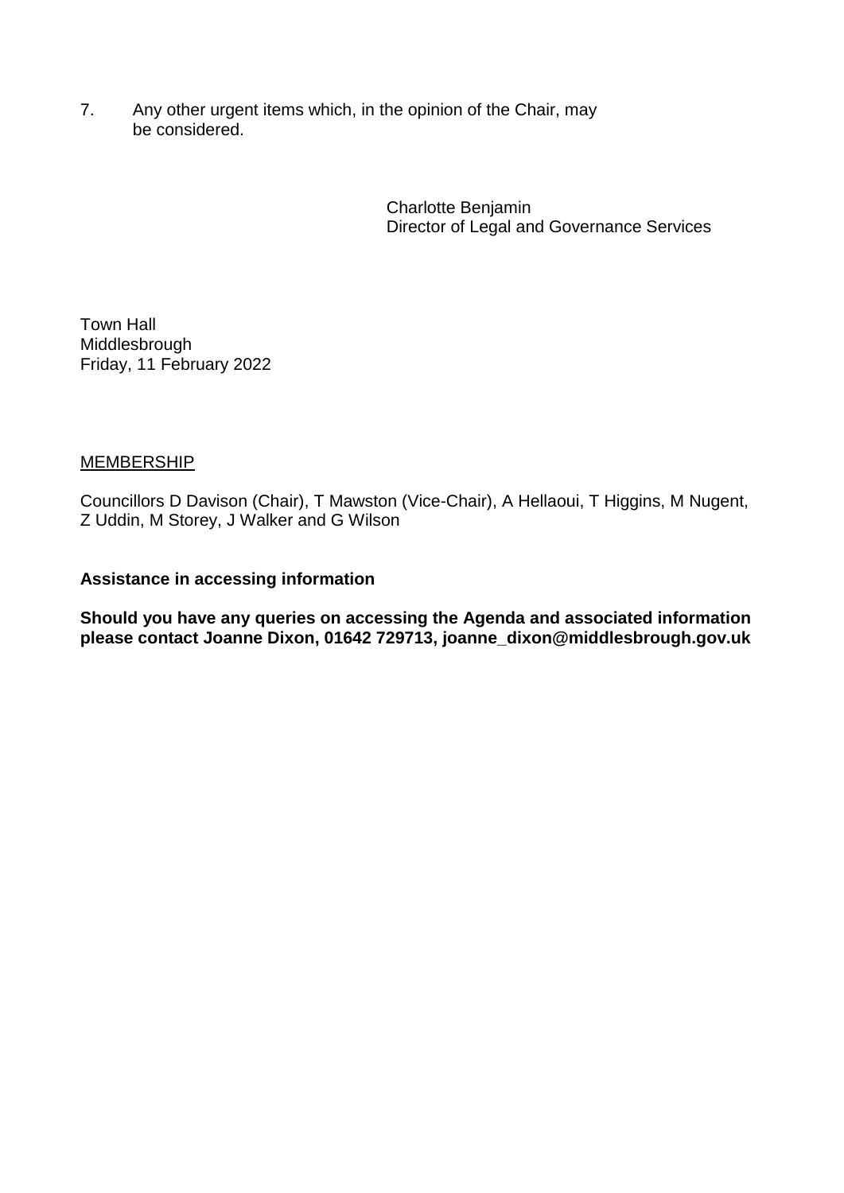7. Any other urgent items which, in the opinion of the Chair, may be considered.

Charlotte Benjamin
Director of Legal and Governance Services

Town Hall
Middlesbrough
Friday, 11 February 2022

MEMBERSHIP

Councillors D Davison (Chair), T Mawston (Vice-Chair), A Hellaoui, T Higgins, M Nugent, Z Uddin, M Storey, J Walker and G Wilson

**Assistance in accessing information**

**Should you have any queries on accessing the Agenda and associated information please contact Joanne Dixon, 01642 729713, joanne_dixon@middlesbrough.gov.uk**